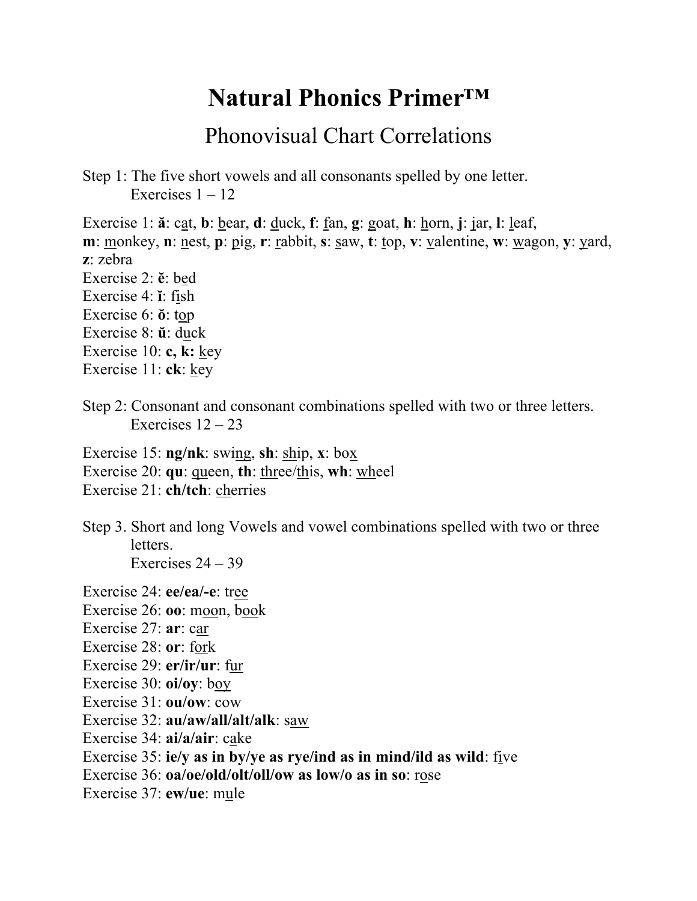# Natural Phonics Primer™

## Phonovisual Chart Correlations

Step 1: The five short vowels and all consonants spelled by one letter.
Exercises 1 – 12

Exercise 1: **ă**: c<u>a</u>t, **b**: <u>b</u>ear, **d**: <u>d</u>uck, **f**: <u>f</u>an, **g**: <u>g</u>oat, **h**: <u>h</u>orn, **j**: <u>j</u>ar, **l**: <u>l</u>eaf, **m**: <u>m</u>onkey, **n**: <u>n</u>est, **p**: <u>p</u>ig, **r**: <u>r</u>abbit, **s**: <u>s</u>aw, **t**: <u>t</u>op, **v**: <u>v</u>alentine, **w**: <u>w</u>agon, **y**: <u>y</u>ard, **z**: zebra
Exercise 2: **ĕ**: b<u>e</u>d
Exercise 4: **ĭ**: f<u>i</u>sh
Exercise 6: **ŏ**: t<u>o</u>p
Exercise 8: **ŭ**: d<u>u</u>ck
Exercise 10: **c, k:** <u>k</u>ey
Exercise 11: **ck**: <u>k</u>ey

Step 2: Consonant and consonant combinations spelled with two or three letters.
Exercises 12 – 23

Exercise 15: **ng/nk**: swi<u>ng</u>, **sh**: <u>sh</u>ip, **x**: bo<u>x</u>
Exercise 20: **qu**: <u>qu</u>een, **th**: <u>th</u>ree/<u>th</u>is, **wh**: <u>wh</u>eel
Exercise 21: **ch/tch**: <u>ch</u>erries

Step 3. Short and long Vowels and vowel combinations spelled with two or three letters.
Exercises 24 – 39

Exercise 24: **ee/ea/-e**: tr<u>ee</u>
Exercise 26: **oo**: m<u>oo</u>n, b<u>oo</u>k
Exercise 27: **ar**: c<u>ar</u>
Exercise 28: **or**: f<u>or</u>k
Exercise 29: **er/ir/ur**: f<u>ur</u>
Exercise 30: **oi/oy**: b<u>oy</u>
Exercise 31: **ou/ow**: cow
Exercise 32: **au/aw/all/alt/alk**: s<u>aw</u>
Exercise 34: **ai/a/air**: c<u>a</u>ke
Exercise 35: **ie/y as in by/ye as rye/ind as in mind/ild as wild**: f<u>i</u>ve
Exercise 36: **oa/oe/old/olt/oll/ow as low/o as in so**: r<u>o</u>se
Exercise 37: **ew/ue**: m<u>u</u>le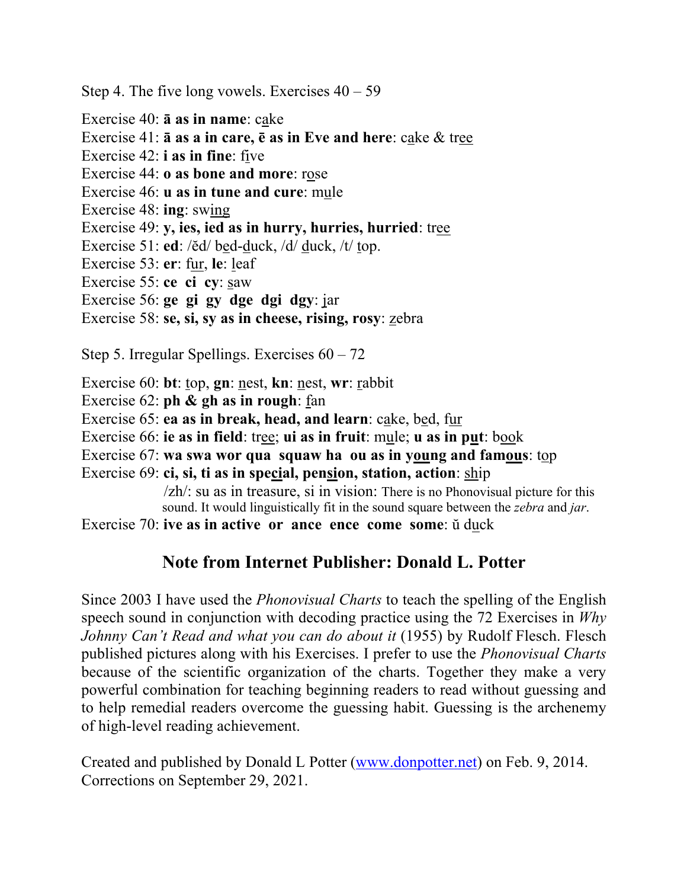Step 4. The five long vowels. Exercises 40 – 59

Exercise 40: **ā as in name**: c<u>a</u>ke

Exercise 41: **ā as a in care, ē as in Eve and here**: c<u>a</u>ke & tr<u>ee</u>

Exercise 42: **i as in fine**: f<u>i</u>ve

Exercise 44: **o as bone and more**: r<u>o</u>se

Exercise 46: **u as in tune and cure**: m<u>u</u>le

Exercise 48: **ing**: sw<u>ing</u>

Exercise 49: **y, ies, ied as in hurry, hurries, hurried**: tr<u>ee</u>

Exercise 51: **ed**: /ĕd/ b<u>e</u>d-<u>d</u>uck, /d/ <u>d</u>uck, /t/ <u>t</u>op.

Exercise 53: **er**: f<u>ur</u>, **le**: <u>l</u>eaf

Exercise 55: **ce ci cy**: <u>s</u>aw

Exercise 56: **ge gi gy dge dgi dgy**: <u>j</u>ar

Exercise 58: **se, si, sy as in cheese, rising, rosy**: <u>z</u>ebra

Step 5. Irregular Spellings. Exercises 60 – 72

Exercise 60: **bt**: <u>t</u>op, **gn**: <u>n</u>est, **kn**: <u>n</u>est, **wr**: <u>r</u>abbit

Exercise 62: **ph & gh as in rough**: <u>f</u>an

Exercise 65: **ea as in break, head, and learn**: c<u>a</u>ke, b<u>e</u>d, f<u>ur</u>

Exercise 66: **ie as in field**: tr<u>ee</u>; **ui as in fruit**: m<u>u</u>le; **u as in p<u>u</u>t**: b<u>oo</u>k

Exercise 67: **wa swa wor qua squaw ha ou as in y<u>ou</u>ng and fam<u>ou</u>s**: t<u>o</u>p

Exercise 69: **ci, si, ti as in spe<u>ci</u>al, pen<u>si</u>on, station, action**: <u>sh</u>ip

/zh/: su as in treasure, si in vision: There is no Phonovisual picture for this sound. It would linguistically fit in the sound square between the *zebra* and *jar*.

Exercise 70: **ive as in active or ance ence come some**: ŭ d<u>u</u>ck

## Note from Internet Publisher: Donald L. Potter

Since 2003 I have used the *Phonovisual Charts* to teach the spelling of the English speech sound in conjunction with decoding practice using the 72 Exercises in *Why Johnny Can't Read and what you can do about it* (1955) by Rudolf Flesch. Flesch published pictures along with his Exercises. I prefer to use the *Phonovisual Charts* because of the scientific organization of the charts. Together they make a very powerful combination for teaching beginning readers to read without guessing and to help remedial readers overcome the guessing habit. Guessing is the archenemy of high-level reading achievement.

Created and published by Donald L Potter (www.donpotter.net) on Feb. 9, 2014. Corrections on September 29, 2021.